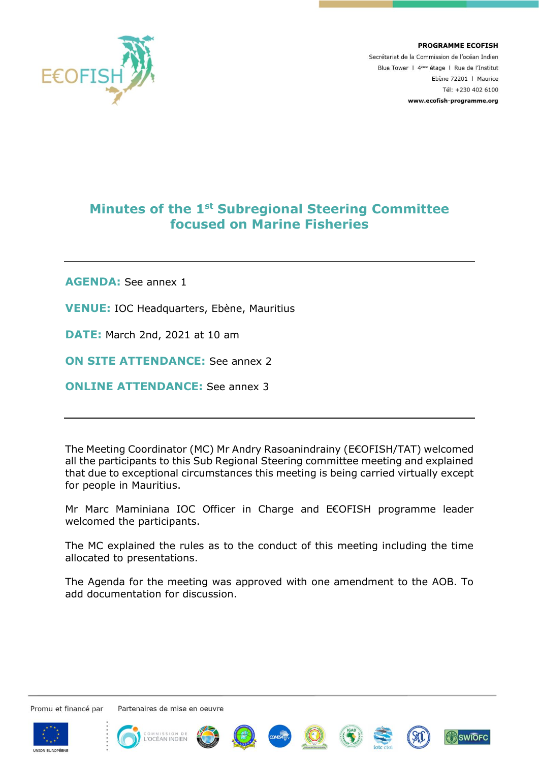**PROGRAMME E€OFISH**
Secrétariat de la Commission de l'océan Indien
Blue Tower I 4ème étage I Rue de l'Institut
Ebène 72201 I Maurice
Tél: +230 402 6100
**www.ecofish-programme.org**

# Minutes of the 1st Subregional Steering Committee focused on Marine Fisheries

---

**AGENDA:** See annex 1

**VENUE:** IOC Headquarters, Ebène, Mauritius

**DATE:** March 2nd, 2021 at 10 am

**ON SITE ATTENDANCE:** See annex 2

**ONLINE ATTENDANCE:** See annex 3

---

The Meeting Coordinator (MC) Mr Andry Rasoanindrainy (E€OFISH/TAT) welcomed all the participants to this Sub Regional Steering committee meeting and explained that due to exceptional circumstances this meeting is being carried virtually except for people in Mauritius.

Mr Marc Maminiana IOC Officer in Charge and E€OFISH programme leader welcomed the participants.

The MC explained the rules as to the conduct of this meeting including the time allocated to presentations.

The Agenda for the meeting was approved with one amendment to the AOB. To add documentation for discussion.

Promu et financé par | Partenaires de mise en oeuvre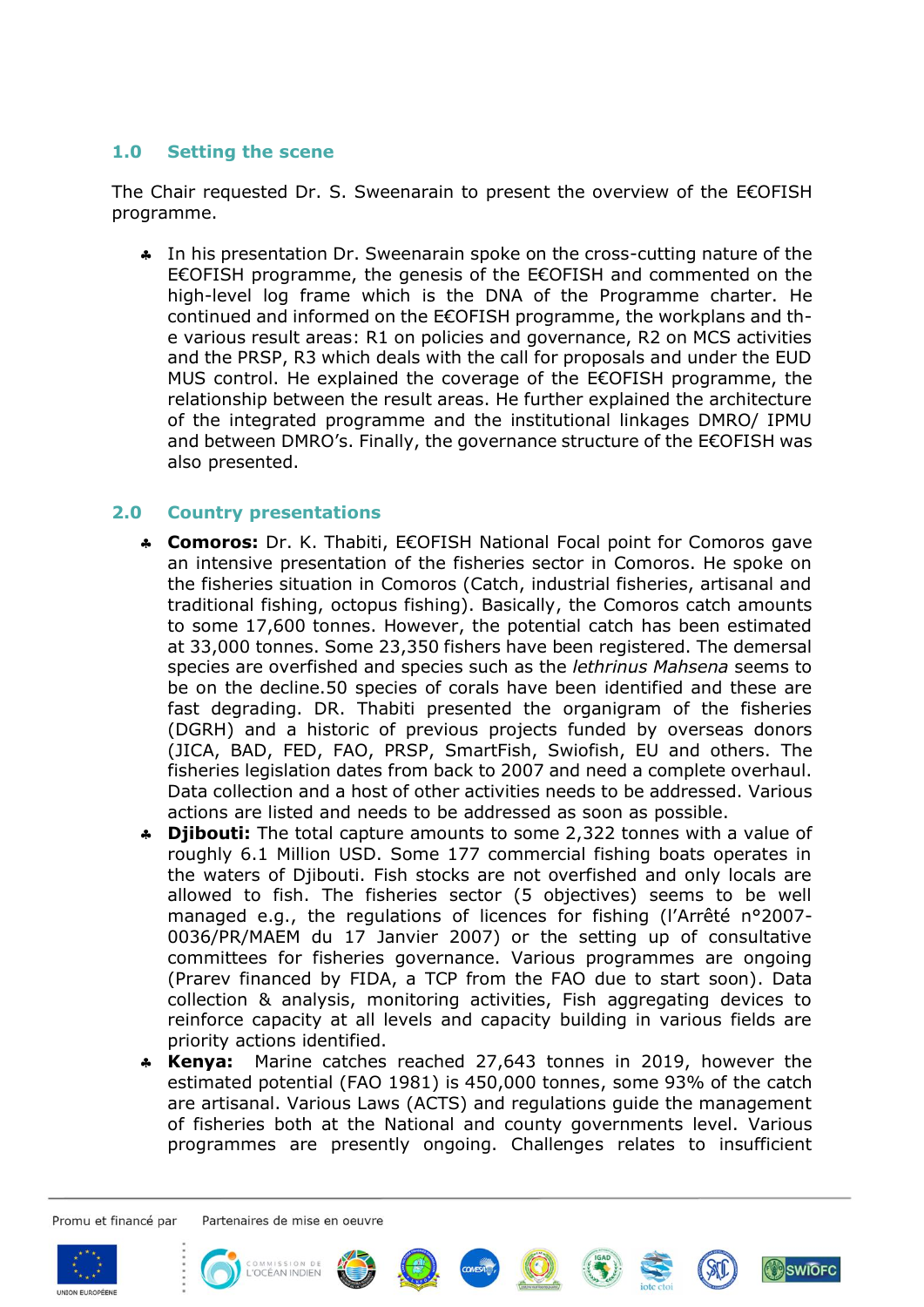## 1.0 Setting the scene

The Chair requested Dr. S. Sweenarain to present the overview of the E€OFISH programme.

- In his presentation Dr. Sweenarain spoke on the cross-cutting nature of the E€OFISH programme, the genesis of the E€OFISH and commented on the high-level log frame which is the DNA of the Programme charter. He continued and informed on the E€OFISH programme, the workplans and th- e various result areas: R1 on policies and governance, R2 on MCS activities and the PRSP, R3 which deals with the call for proposals and under the EUD MUS control. He explained the coverage of the E€OFISH programme, the relationship between the result areas. He further explained the architecture of the integrated programme and the institutional linkages DMRO/ IPMU and between DMRO's. Finally, the governance structure of the E€OFISH was also presented.

## 2.0 Country presentations

- **Comoros:** Dr. K. Thabiti, E€OFISH National Focal point for Comoros gave an intensive presentation of the fisheries sector in Comoros. He spoke on the fisheries situation in Comoros (Catch, industrial fisheries, artisanal and traditional fishing, octopus fishing). Basically, the Comoros catch amounts to some 17,600 tonnes. However, the potential catch has been estimated at 33,000 tonnes. Some 23,350 fishers have been registered. The demersal species are overfished and species such as the *lethrinus Mahsena* seems to be on the decline.50 species of corals have been identified and these are fast degrading. DR. Thabiti presented the organigram of the fisheries (DGRH) and a historic of previous projects funded by overseas donors (JICA, BAD, FED, FAO, PRSP, SmartFish, Swiofish, EU and others. The fisheries legislation dates from back to 2007 and need a complete overhaul. Data collection and a host of other activities needs to be addressed. Various actions are listed and needs to be addressed as soon as possible.
- **Djibouti:** The total capture amounts to some 2,322 tonnes with a value of roughly 6.1 Million USD. Some 177 commercial fishing boats operates in the waters of Djibouti. Fish stocks are not overfished and only locals are allowed to fish. The fisheries sector (5 objectives) seems to be well managed e.g., the regulations of licences for fishing (l'Arrêté n°2007-0036/PR/MAEM du 17 Janvier 2007) or the setting up of consultative committees for fisheries governance. Various programmes are ongoing (Prarev financed by FIDA, a TCP from the FAO due to start soon). Data collection & analysis, monitoring activities, Fish aggregating devices to reinforce capacity at all levels and capacity building in various fields are priority actions identified.
- **Kenya:** Marine catches reached 27,643 tonnes in 2019, however the estimated potential (FAO 1981) is 450,000 tonnes, some 93% of the catch are artisanal. Various Laws (ACTS) and regulations guide the management of fisheries both at the National and county governments level. Various programmes are presently ongoing. Challenges relates to insufficient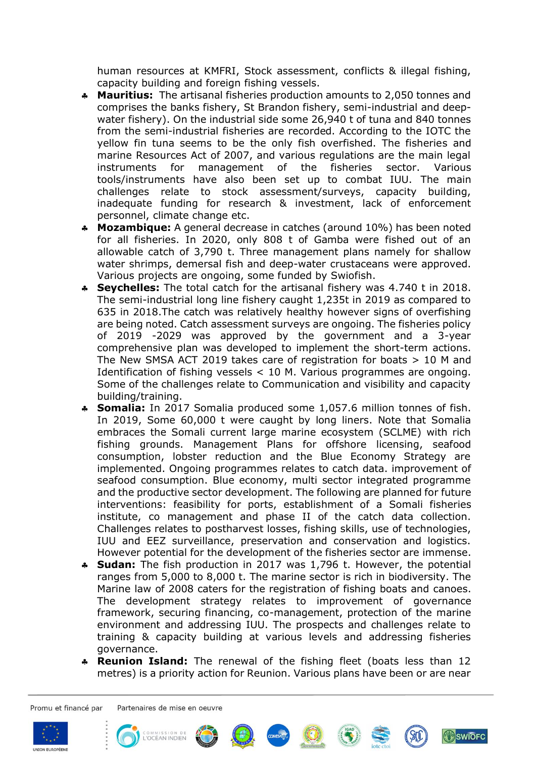human resources at KMFRI, Stock assessment, conflicts & illegal fishing, capacity building and foreign fishing vessels.

- **Mauritius:** The artisanal fisheries production amounts to 2,050 tonnes and comprises the banks fishery, St Brandon fishery, semi-industrial and deep-water fishery). On the industrial side some 26,940 t of tuna and 840 tonnes from the semi-industrial fisheries are recorded. According to the IOTC the yellow fin tuna seems to be the only fish overfished. The fisheries and marine Resources Act of 2007, and various regulations are the main legal instruments for management of the fisheries sector. Various tools/instruments have also been set up to combat IUU. The main challenges relate to stock assessment/surveys, capacity building, inadequate funding for research & investment, lack of enforcement personnel, climate change etc.
- **Mozambique:** A general decrease in catches (around 10%) has been noted for all fisheries. In 2020, only 808 t of Gamba were fished out of an allowable catch of 3,790 t. Three management plans namely for shallow water shrimps, demersal fish and deep-water crustaceans were approved. Various projects are ongoing, some funded by Swiofish.
- **Seychelles:** The total catch for the artisanal fishery was 4.740 t in 2018. The semi-industrial long line fishery caught 1,235t in 2019 as compared to 635 in 2018.The catch was relatively healthy however signs of overfishing are being noted. Catch assessment surveys are ongoing. The fisheries policy of 2019 -2029 was approved by the government and a 3-year comprehensive plan was developed to implement the short-term actions. The New SMSA ACT 2019 takes care of registration for boats > 10 M and Identification of fishing vessels < 10 M. Various programmes are ongoing. Some of the challenges relate to Communication and visibility and capacity building/training.
- **Somalia:** In 2017 Somalia produced some 1,057.6 million tonnes of fish. In 2019, Some 60,000 t were caught by long liners. Note that Somalia embraces the Somali current large marine ecosystem (SCLME) with rich fishing grounds. Management Plans for offshore licensing, seafood consumption, lobster reduction and the Blue Economy Strategy are implemented. Ongoing programmes relates to catch data. improvement of seafood consumption. Blue economy, multi sector integrated programme and the productive sector development. The following are planned for future interventions: feasibility for ports, establishment of a Somali fisheries institute, co management and phase II of the catch data collection. Challenges relates to postharvest losses, fishing skills, use of technologies, IUU and EEZ surveillance, preservation and conservation and logistics. However potential for the development of the fisheries sector are immense.
- **Sudan:** The fish production in 2017 was 1,796 t. However, the potential ranges from 5,000 to 8,000 t. The marine sector is rich in biodiversity. The Marine law of 2008 caters for the registration of fishing boats and canoes. The development strategy relates to improvement of governance framework, securing financing, co-management, protection of the marine environment and addressing IUU. The prospects and challenges relate to training & capacity building at various levels and addressing fisheries governance.
- **Reunion Island:** The renewal of the fishing fleet (boats less than 12 metres) is a priority action for Reunion. Various plans have been or are near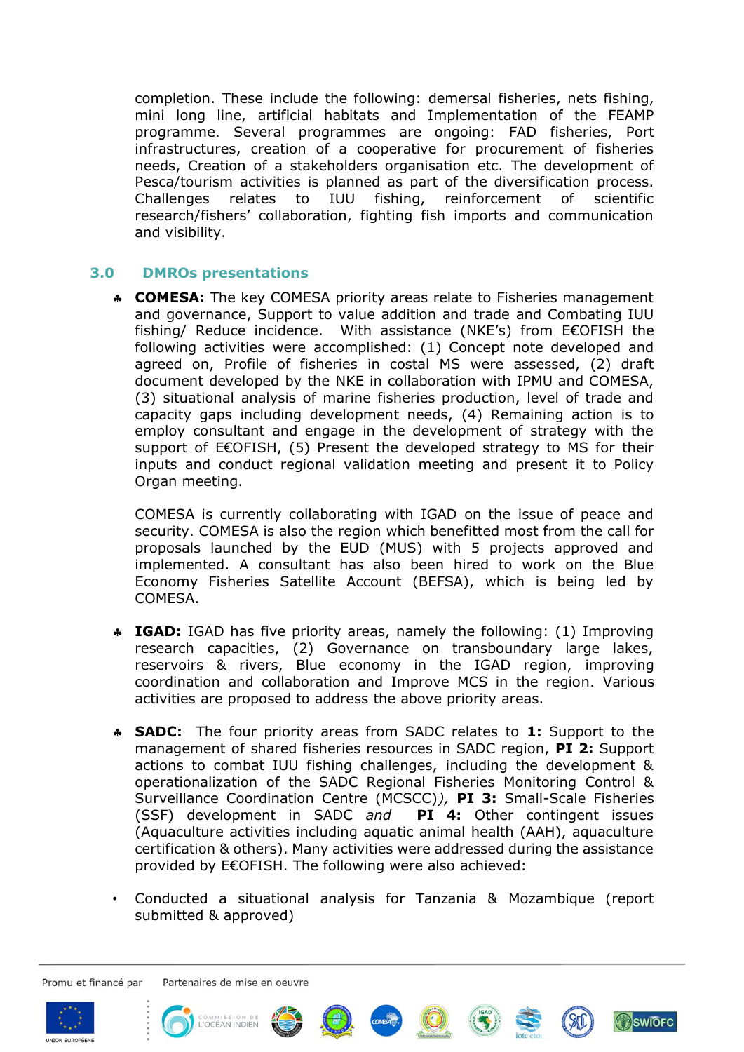completion. These include the following: demersal fisheries, nets fishing, mini long line, artificial habitats and Implementation of the FEAMP programme. Several programmes are ongoing: FAD fisheries, Port infrastructures, creation of a cooperative for procurement of fisheries needs, Creation of a stakeholders organisation etc. The development of Pesca/tourism activities is planned as part of the diversification process. Challenges relates to IUU fishing, reinforcement of scientific research/fishers' collaboration, fighting fish imports and communication and visibility.

## 3.0 DMROs presentations

- **COMESA:** The key COMESA priority areas relate to Fisheries management and governance, Support to value addition and trade and Combating IUU fishing/ Reduce incidence. With assistance (NKE's) from E€OFISH the following activities were accomplished: (1) Concept note developed and agreed on, Profile of fisheries in costal MS were assessed, (2) draft document developed by the NKE in collaboration with IPMU and COMESA, (3) situational analysis of marine fisheries production, level of trade and capacity gaps including development needs, (4) Remaining action is to employ consultant and engage in the development of strategy with the support of E€OFISH, (5) Present the developed strategy to MS for their inputs and conduct regional validation meeting and present it to Policy Organ meeting.

  COMESA is currently collaborating with IGAD on the issue of peace and security. COMESA is also the region which benefitted most from the call for proposals launched by the EUD (MUS) with 5 projects approved and implemented. A consultant has also been hired to work on the Blue Economy Fisheries Satellite Account (BEFSA), which is being led by COMESA.

- **IGAD:** IGAD has five priority areas, namely the following: (1) Improving research capacities, (2) Governance on transboundary large lakes, reservoirs & rivers, Blue economy in the IGAD region, improving coordination and collaboration and Improve MCS in the region. Various activities are proposed to address the above priority areas.

- **SADC:** The four priority areas from SADC relates to **1:** Support to the management of shared fisheries resources in SADC region, **PI 2:** Support actions to combat IUU fishing challenges, including the development & operationalization of the SADC Regional Fisheries Monitoring Control & Surveillance Coordination Centre (MCSCC)*),* **PI 3:** Small-Scale Fisheries (SSF) development in SADC *and* **PI 4:** Other contingent issues (Aquaculture activities including aquatic animal health (AAH), aquaculture certification & others). Many activities were addressed during the assistance provided by E€OFISH. The following were also achieved:

- Conducted a situational analysis for Tanzania & Mozambique (report submitted & approved)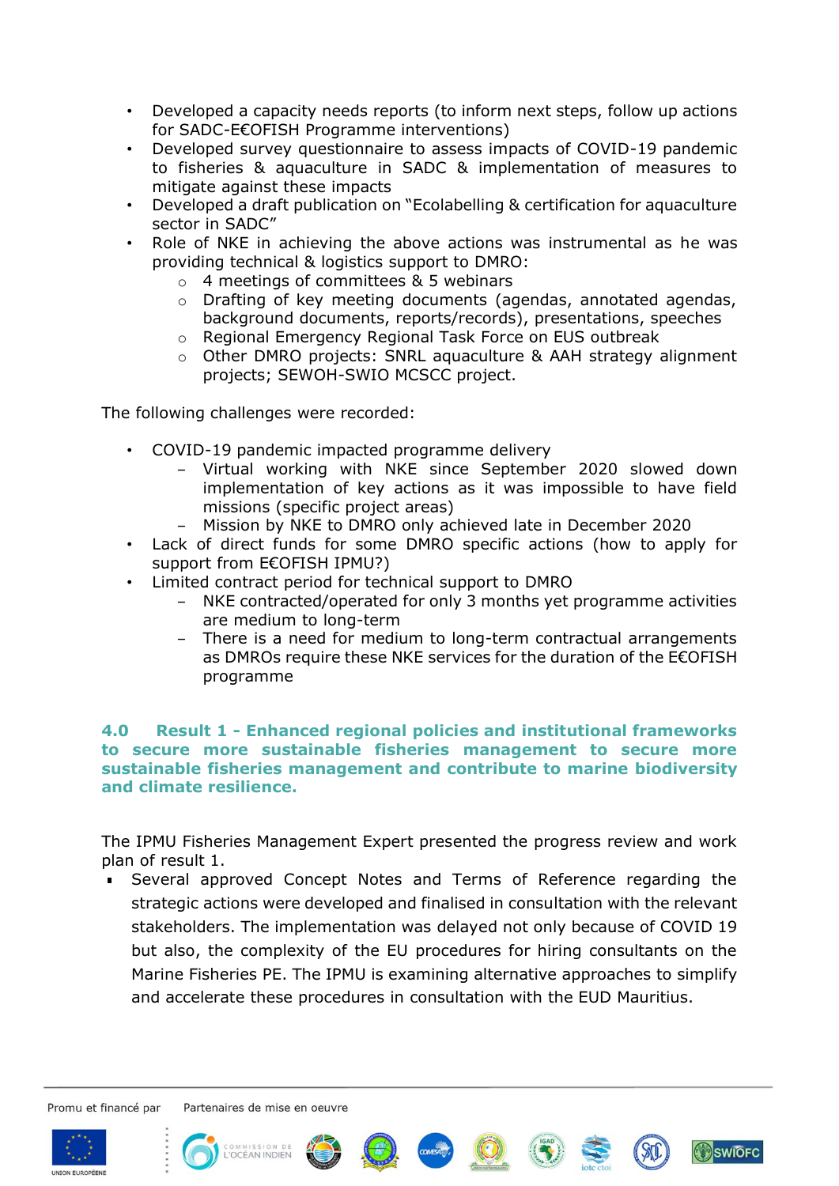- Developed a capacity needs reports (to inform next steps, follow up actions for SADC-E€OFISH Programme interventions)
- Developed survey questionnaire to assess impacts of COVID-19 pandemic to fisheries & aquaculture in SADC & implementation of measures to mitigate against these impacts
- Developed a draft publication on "Ecolabelling & certification for aquaculture sector in SADC"
- Role of NKE in achieving the above actions was instrumental as he was providing technical & logistics support to DMRO:
    - 4 meetings of committees & 5 webinars
    - Drafting of key meeting documents (agendas, annotated agendas, background documents, reports/records), presentations, speeches
    - Regional Emergency Regional Task Force on EUS outbreak
    - Other DMRO projects: SNRL aquaculture & AAH strategy alignment projects; SEWOH-SWIO MCSCC project.

The following challenges were recorded:

- COVID-19 pandemic impacted programme delivery
    - Virtual working with NKE since September 2020 slowed down implementation of key actions as it was impossible to have field missions (specific project areas)
    - Mission by NKE to DMRO only achieved late in December 2020
- Lack of direct funds for some DMRO specific actions (how to apply for support from E€OFISH IPMU?)
- Limited contract period for technical support to DMRO
    - NKE contracted/operated for only 3 months yet programme activities are medium to long-term
    - There is a need for medium to long-term contractual arrangements as DMROs require these NKE services for the duration of the E€OFISH programme

## 4.0 Result 1 - Enhanced regional policies and institutional frameworks to secure more sustainable fisheries management to secure more sustainable fisheries management and contribute to marine biodiversity and climate resilience.

The IPMU Fisheries Management Expert presented the progress review and work plan of result 1.

- Several approved Concept Notes and Terms of Reference regarding the strategic actions were developed and finalised in consultation with the relevant stakeholders. The implementation was delayed not only because of COVID 19 but also, the complexity of the EU procedures for hiring consultants on the Marine Fisheries PE. The IPMU is examining alternative approaches to simplify and accelerate these procedures in consultation with the EUD Mauritius.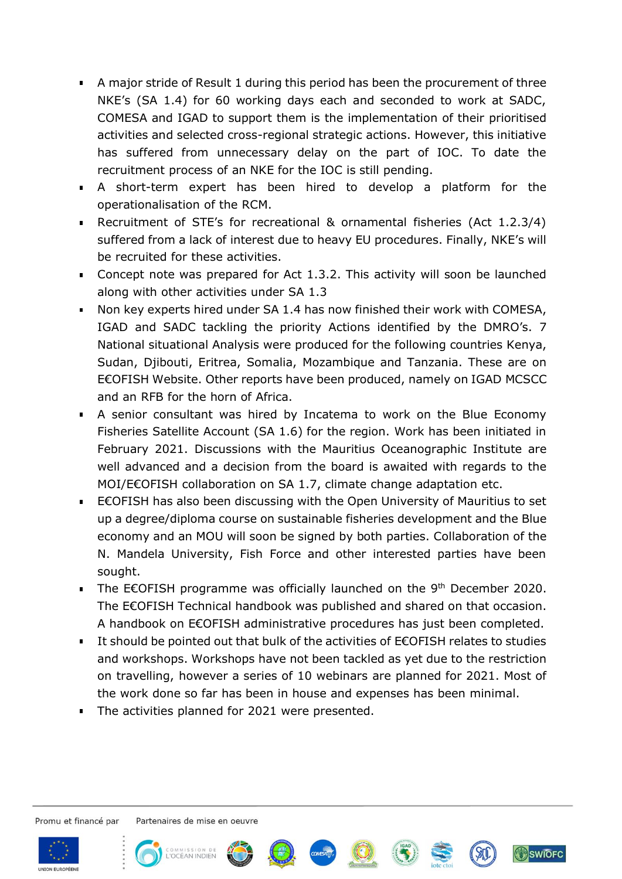- A major stride of Result 1 during this period has been the procurement of three NKE's (SA 1.4) for 60 working days each and seconded to work at SADC, COMESA and IGAD to support them is the implementation of their prioritised activities and selected cross-regional strategic actions. However, this initiative has suffered from unnecessary delay on the part of IOC. To date the recruitment process of an NKE for the IOC is still pending.
- A short-term expert has been hired to develop a platform for the operationalisation of the RCM.
- Recruitment of STE's for recreational & ornamental fisheries (Act 1.2.3/4) suffered from a lack of interest due to heavy EU procedures. Finally, NKE's will be recruited for these activities.
- Concept note was prepared for Act 1.3.2. This activity will soon be launched along with other activities under SA 1.3
- Non key experts hired under SA 1.4 has now finished their work with COMESA, IGAD and SADC tackling the priority Actions identified by the DMRO's. 7 National situational Analysis were produced for the following countries Kenya, Sudan, Djibouti, Eritrea, Somalia, Mozambique and Tanzania. These are on E€OFISH Website. Other reports have been produced, namely on IGAD MCSCC and an RFB for the horn of Africa.
- A senior consultant was hired by Incatema to work on the Blue Economy Fisheries Satellite Account (SA 1.6) for the region. Work has been initiated in February 2021. Discussions with the Mauritius Oceanographic Institute are well advanced and a decision from the board is awaited with regards to the MOI/E€OFISH collaboration on SA 1.7, climate change adaptation etc.
- E€OFISH has also been discussing with the Open University of Mauritius to set up a degree/diploma course on sustainable fisheries development and the Blue economy and an MOU will soon be signed by both parties. Collaboration of the N. Mandela University, Fish Force and other interested parties have been sought.
- The E€OFISH programme was officially launched on the 9th December 2020. The E€OFISH Technical handbook was published and shared on that occasion. A handbook on E€OFISH administrative procedures has just been completed.
- It should be pointed out that bulk of the activities of E€OFISH relates to studies and workshops. Workshops have not been tackled as yet due to the restriction on travelling, however a series of 10 webinars are planned for 2021. Most of the work done so far has been in house and expenses has been minimal.
- The activities planned for 2021 were presented.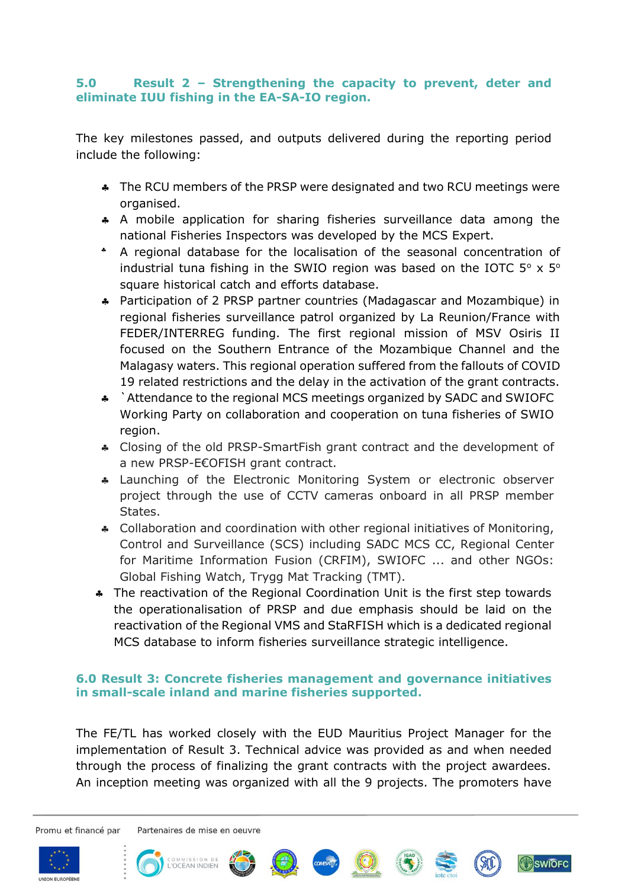## 5.0 Result 2 – Strengthening the capacity to prevent, deter and eliminate IUU fishing in the EA-SA-IO region.

The key milestones passed, and outputs delivered during the reporting period include the following:

- The RCU members of the PRSP were designated and two RCU meetings were organised.
- A mobile application for sharing fisheries surveillance data among the national Fisheries Inspectors was developed by the MCS Expert.
- A regional database for the localisation of the seasonal concentration of industrial tuna fishing in the SWIO region was based on the IOTC 5° x 5° square historical catch and efforts database.
- Participation of 2 PRSP partner countries (Madagascar and Mozambique) in regional fisheries surveillance patrol organized by La Reunion/France with FEDER/INTERREG funding. The first regional mission of MSV Osiris II focused on the Southern Entrance of the Mozambique Channel and the Malagasy waters. This regional operation suffered from the fallouts of COVID 19 related restrictions and the delay in the activation of the grant contracts.
- `Attendance to the regional MCS meetings organized by SADC and SWIOFC Working Party on collaboration and cooperation on tuna fisheries of SWIO region.
- Closing of the old PRSP-SmartFish grant contract and the development of a new PRSP-E€OFISH grant contract.
- Launching of the Electronic Monitoring System or electronic observer project through the use of CCTV cameras onboard in all PRSP member States.
- Collaboration and coordination with other regional initiatives of Monitoring, Control and Surveillance (SCS) including SADC MCS CC, Regional Center for Maritime Information Fusion (CRFIM), SWIOFC ... and other NGOs: Global Fishing Watch, Trygg Mat Tracking (TMT).
- The reactivation of the Regional Coordination Unit is the first step towards the operationalisation of PRSP and due emphasis should be laid on the reactivation of the Regional VMS and StaRFISH which is a dedicated regional MCS database to inform fisheries surveillance strategic intelligence.

## 6.0 Result 3: Concrete fisheries management and governance initiatives in small-scale inland and marine fisheries supported.

The FE/TL has worked closely with the EUD Mauritius Project Manager for the implementation of Result 3. Technical advice was provided as and when needed through the process of finalizing the grant contracts with the project awardees. An inception meeting was organized with all the 9 projects. The promoters have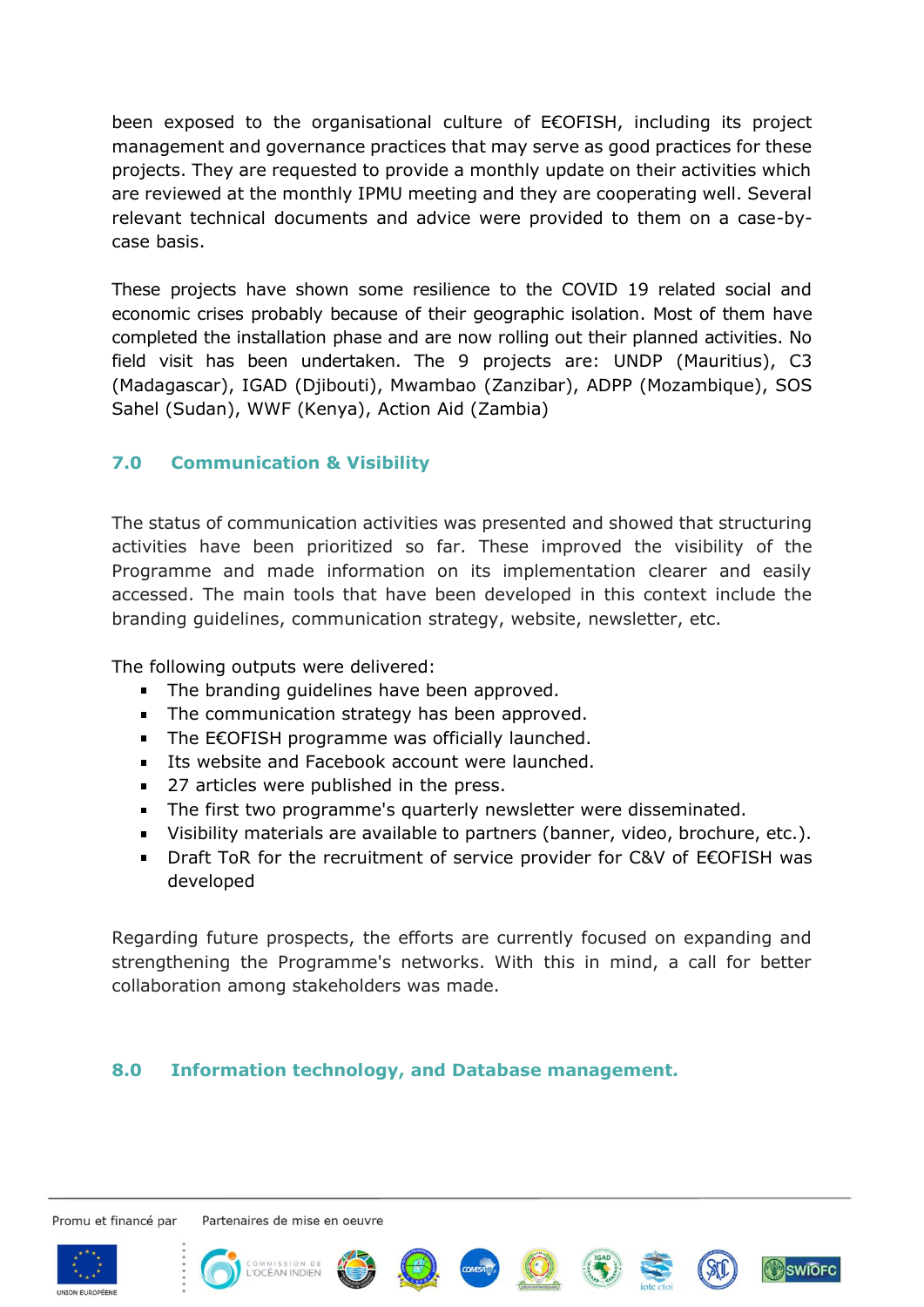been exposed to the organisational culture of E€OFISH, including its project management and governance practices that may serve as good practices for these projects. They are requested to provide a monthly update on their activities which are reviewed at the monthly IPMU meeting and they are cooperating well. Several relevant technical documents and advice were provided to them on a case-by-case basis.

These projects have shown some resilience to the COVID 19 related social and economic crises probably because of their geographic isolation. Most of them have completed the installation phase and are now rolling out their planned activities. No field visit has been undertaken. The 9 projects are: UNDP (Mauritius), C3 (Madagascar), IGAD (Djibouti), Mwambao (Zanzibar), ADPP (Mozambique), SOS Sahel (Sudan), WWF (Kenya), Action Aid (Zambia)

## 7.0 Communication & Visibility

The status of communication activities was presented and showed that structuring activities have been prioritized so far. These improved the visibility of the Programme and made information on its implementation clearer and easily accessed. The main tools that have been developed in this context include the branding guidelines, communication strategy, website, newsletter, etc.

The following outputs were delivered:

- The branding guidelines have been approved.
- The communication strategy has been approved.
- The E€OFISH programme was officially launched.
- Its website and Facebook account were launched.
- 27 articles were published in the press.
- The first two programme's quarterly newsletter were disseminated.
- Visibility materials are available to partners (banner, video, brochure, etc.).
- Draft ToR for the recruitment of service provider for C&V of E€OFISH was developed

Regarding future prospects, the efforts are currently focused on expanding and strengthening the Programme's networks. With this in mind, a call for better collaboration among stakeholders was made.

## 8.0 Information technology, and Database management.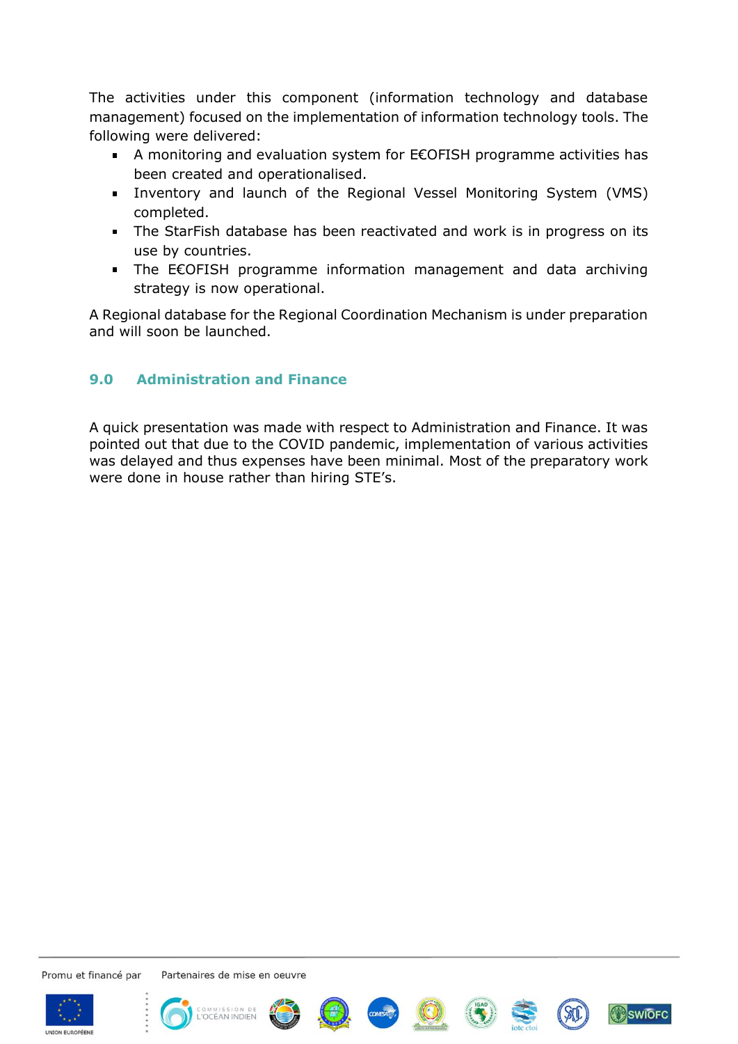The activities under this component (information technology and database management) focused on the implementation of information technology tools. The following were delivered:

- A monitoring and evaluation system for E€OFISH programme activities has been created and operationalised.
- Inventory and launch of the Regional Vessel Monitoring System (VMS) completed.
- The StarFish database has been reactivated and work is in progress on its use by countries.
- The E€OFISH programme information management and data archiving strategy is now operational.

A Regional database for the Regional Coordination Mechanism is under preparation and will soon be launched.

## 9.0 Administration and Finance

A quick presentation was made with respect to Administration and Finance. It was pointed out that due to the COVID pandemic, implementation of various activities was delayed and thus expenses have been minimal. Most of the preparatory work were done in house rather than hiring STE's.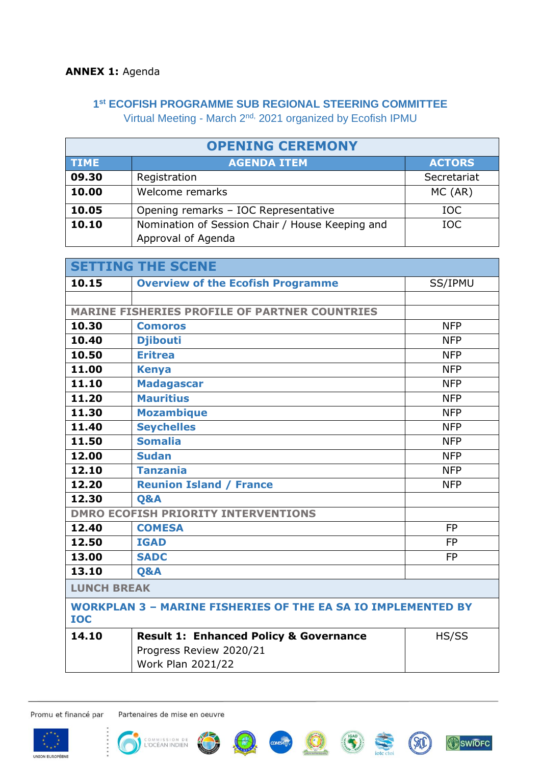**ANNEX 1:** Agenda

### 1st ECOFISH PROGRAMME SUB REGIONAL STEERING COMMITTEE

Virtual Meeting - March 2nd, 2021 organized by Ecofish IPMU

| OPENING CEREMONY | | |
|---|---|---|
| **TIME** | **AGENDA ITEM** | **ACTORS** |
| **09.30** | Registration | Secretariat |
| **10.00** | Welcome remarks | MC (AR) |
| **10.05** | Opening remarks – IOC Representative | IOC |
| **10.10** | Nomination of Session Chair / House Keeping and Approval of Agenda | IOC |

| SETTING THE SCENE | | |
|---|---|---|
| **10.15** | **Overview of the Ecofish Programme** | SS/IPMU |
| | | |
| **MARINE FISHERIES PROFILE OF PARTNER COUNTRIES** | | |
| **10.30** | **Comoros** | NFP |
| **10.40** | **Djibouti** | NFP |
| **10.50** | **Eritrea** | NFP |
| **11.00** | **Kenya** | NFP |
| **11.10** | **Madagascar** | NFP |
| **11.20** | **Mauritius** | NFP |
| **11.30** | **Mozambique** | NFP |
| **11.40** | **Seychelles** | NFP |
| **11.50** | **Somalia** | NFP |
| **12.00** | **Sudan** | NFP |
| **12.10** | **Tanzania** | NFP |
| **12.20** | **Reunion Island / France** | NFP |
| **12.30** | **Q&A** | |
| **DMRO ECOFISH PRIORITY INTERVENTIONS** | | |
| **12.40** | **COMESA** | FP |
| **12.50** | **IGAD** | FP |
| **13.00** | **SADC** | FP |
| **13.10** | **Q&A** | |
| **LUNCH BREAK** | | |
| **WORKPLAN 3 – MARINE FISHERIES OF THE EA SA IO IMPLEMENTED BY IOC** | | |
| **14.10** | **Result 1: Enhanced Policy & Governance**<br>Progress Review 2020/21<br>Work Plan 2021/22 | HS/SS |

Promu et financé par

Partenaires de mise en oeuvre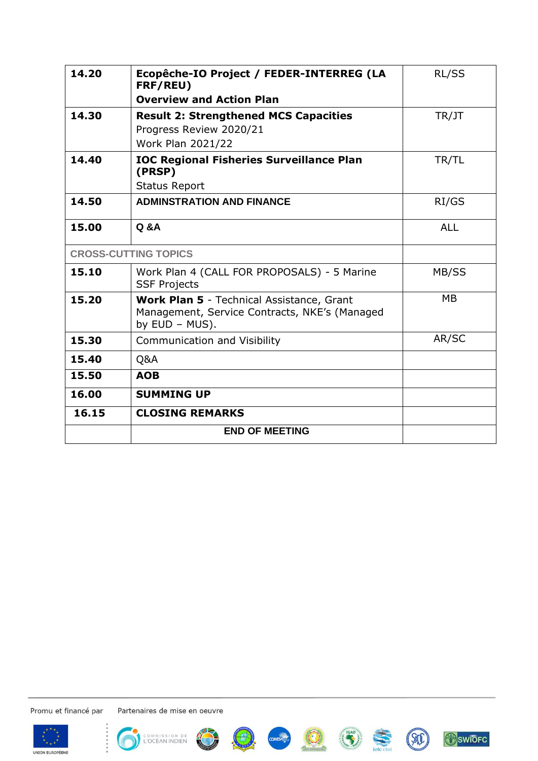| | | |
|---|---|---|
| **14.20** | **Ecopêche-IO Project / FEDER-INTERREG (LA FRF/REU)**<br>**Overview and Action Plan** | RL/SS |
| **14.30** | **Result 2: Strengthened MCS Capacities**<br>Progress Review 2020/21<br>Work Plan 2021/22 | TR/JT |
| **14.40** | **IOC Regional Fisheries Surveillance Plan (PRSP)**<br>Status Report | TR/TL |
| **14.50** | **ADMINSTRATION AND FINANCE** | RI/GS |
| **15.00** | **Q &A** | ALL |
| **CROSS-CUTTING TOPICS** | | |
| **15.10** | Work Plan 4 (CALL FOR PROPOSALS) - 5 Marine SSF Projects | MB/SS |
| **15.20** | **Work Plan 5** - Technical Assistance, Grant Management, Service Contracts, NKE's (Managed by EUD – MUS). | MB |
| **15.30** | Communication and Visibility | AR/SC |
| **15.40** | Q&A | |
| **15.50** | **AOB** | |
| **16.00** | **SUMMING UP** | |
| **16.15** | **CLOSING REMARKS** | |
| | **END OF MEETING** | |

Promu et financé par — Partenaires de mise en oeuvre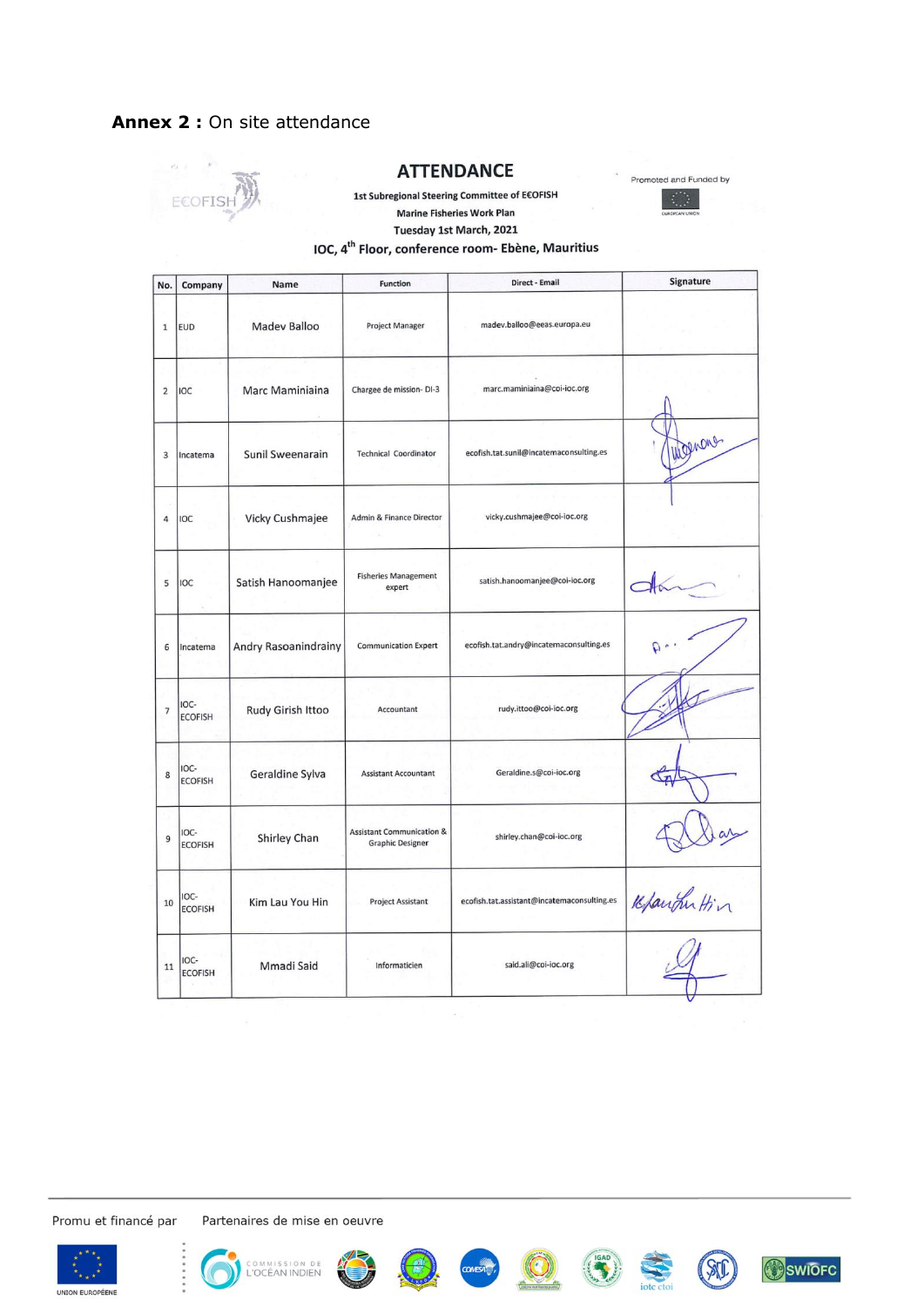**Annex 2 :** On site attendance

# ATTENDANCE

1st Subregional Steering Committee of EEOFISH

Marine Fisheries Work Plan

Tuesday 1st March, 2021

IOC, 4th Floor, conference room- Ebène, Mauritius

Promoted and Funded by

| No. | Company | Name | Function | Direct - Email | Signature |
|---|---|---|---|---|---|
| 1 | EUD | Madev Balloo | Project Manager | madev.balloo@eeas.europa.eu | |
| 2 | IOC | Marc Maminiaina | Chargee de mission- DI-3 | marc.maminiaina@coi-ioc.org | |
| 3 | Incatema | Sunil Sweenarain | Technical Coordinator | ecofish.tat.sunil@incatemaconsulting.es | |
| 4 | IOC | Vicky Cushmajee | Admin & Finance Director | vicky.cushmajee@coi-ioc.org | |
| 5 | IOC | Satish Hanoomanjee | Fisheries Management expert | satish.hanoomanjee@coi-ioc.org | |
| 6 | Incatema | Andry Rasoanindrainy | Communication Expert | ecofish.tat.andry@incatemaconsulting.es | |
| 7 | IOC-ECOFISH | Rudy Girish Ittoo | Accountant | rudy.ittoo@coi-ioc.org | |
| 8 | IOC-ECOFISH | Geraldine Sylva | Assistant Accountant | Geraldine.s@coi-ioc.org | |
| 9 | IOC-ECOFISH | Shirley Chan | Assistant Communication & Graphic Designer | shirley.chan@coi-ioc.org | |
| 10 | IOC-ECOFISH | Kim Lau You Hin | Project Assistant | ecofish.tat.assistant@incatemaconsulting.es | |
| 11 | IOC-ECOFISH | Mmadi Said | Informaticien | said.ali@coi-ioc.org | |

Promu et financé par | Partenaires de mise en oeuvre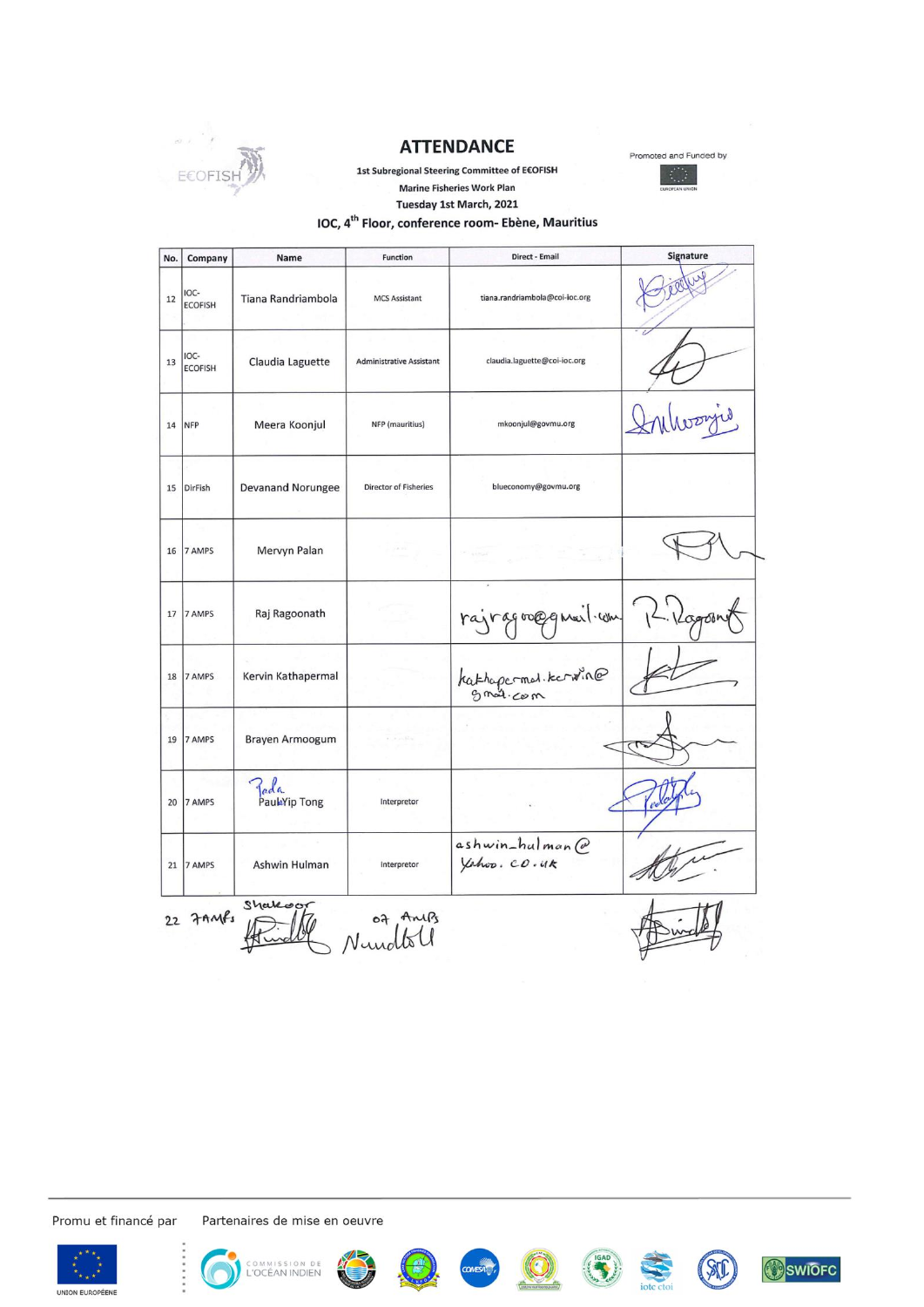# ATTENDANCE

**1st Subregional Steering Committee of ECOFISH**

**Marine Fisheries Work Plan**

**Tuesday 1st March, 2021**

**IOC, 4th Floor, conference room- Ebène, Mauritius**

Promoted and Funded by

| No. | Company | Name | Function | Direct - Email | Signature |
|---|---|---|---|---|---|
| 12 | IOC-ECOFISH | Tiana Randriambola | MCS Assistant | tiana.randriambola@coi-ioc.org | |
| 13 | IOC-ECOFISH | Claudia Laguette | Administrative Assistant | claudia.laguette@coi-ioc.org | |
| 14 | NFP | Meera Koonjul | NFP (mauritius) | mkoonjul@govmu.org | |
| 15 | DirFish | Devanand Norungee | Director of Fisheries | blueconomy@govmu.org | |
| 16 | 7 AMPS | Mervyn Palan | | | |
| 17 | 7 AMPS | Raj Ragoonath | | rajragoo@gmail.com | R. Ragoonath |
| 18 | 7 AMPS | Kervin Kathapermal | | kathapermal.kervin@gmail.com | |
| 19 | 7 AMPS | Brayen Armoogum | | | |
| 20 | 7 AMPS | Paula Yip Tong | Interpretor | | |
| 21 | 7 AMPS | Ashwin Hulman | Interpretor | ashwin_hulman@yahoo.co.uk | |
| 22 | 7 AMPs | Shakoor Nundloll | 07 AMPs | | |

Promu et financé par    Partenaires de mise en oeuvre

UNION EUROPÉENNE    COMMISSION DE L'OCÉAN INDIEN    IGAD    iotc ctoi    SWIOFC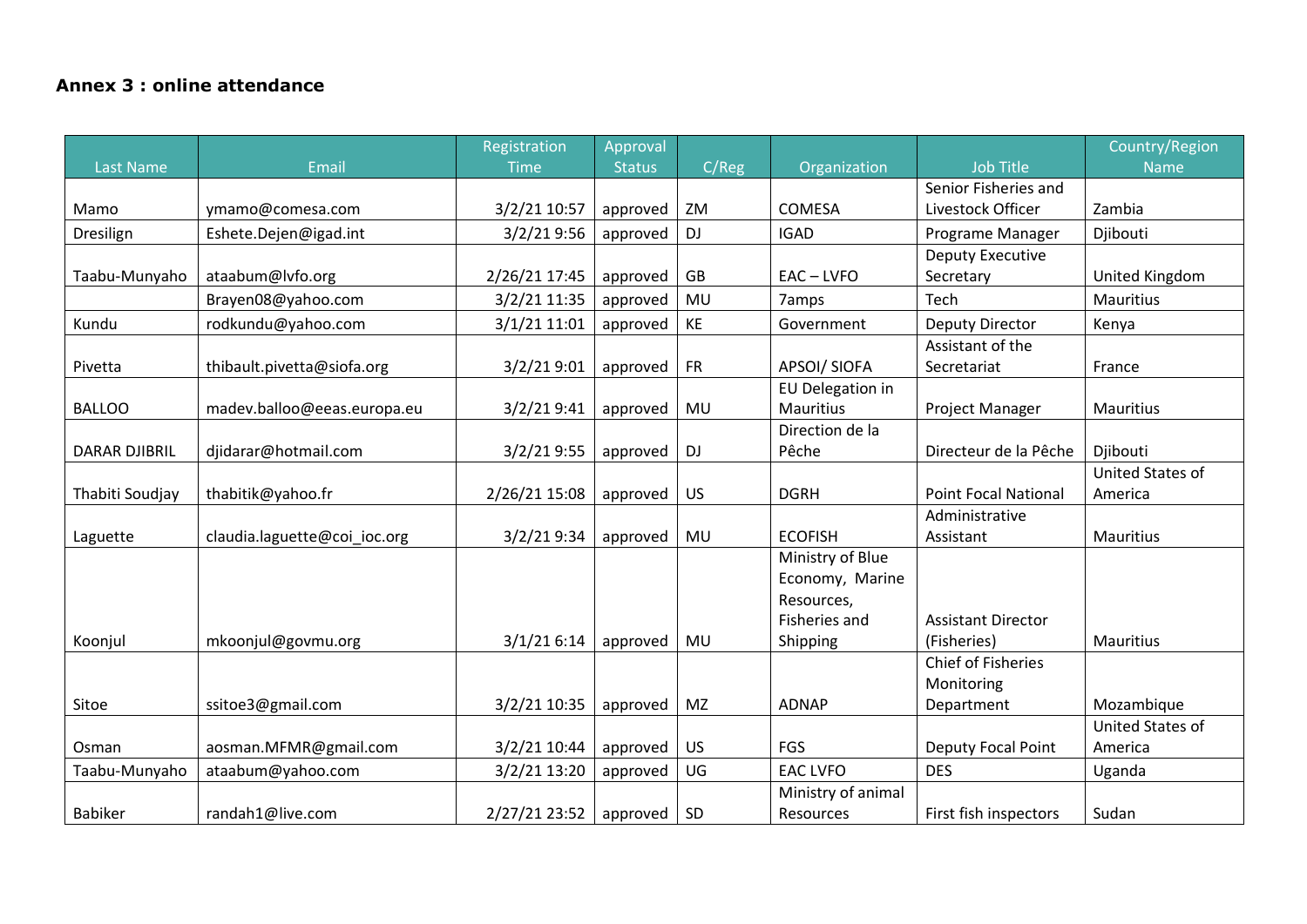**Annex 3 : online attendance**

| Last Name | Email | Registration Time | Approval Status | C/Reg | Organization | Job Title | Country/Region Name |
|---|---|---|---|---|---|---|---|
| Mamo | ymamo@comesa.com | 3/2/21 10:57 | approved | ZM | COMESA | Senior Fisheries and Livestock Officer | Zambia |
| Dresilign | Eshete.Dejen@igad.int | 3/2/21 9:56 | approved | DJ | IGAD | Programe Manager | Djibouti |
| Taabu-Munyaho | ataabum@lvfo.org | 2/26/21 17:45 | approved | GB | EAC – LVFO | Deputy Executive Secretary | United Kingdom |
| | Brayen08@yahoo.com | 3/2/21 11:35 | approved | MU | 7amps | Tech | Mauritius |
| Kundu | rodkundu@yahoo.com | 3/1/21 11:01 | approved | KE | Government | Deputy Director | Kenya |
| Pivetta | thibault.pivetta@siofa.org | 3/2/21 9:01 | approved | FR | APSOI/ SIOFA | Assistant of the Secretariat | France |
| BALLOO | madev.balloo@eeas.europa.eu | 3/2/21 9:41 | approved | MU | EU Delegation in Mauritius | Project Manager | Mauritius |
| DARAR DJIBRIL | djidarar@hotmail.com | 3/2/21 9:55 | approved | DJ | Direction de la Pêche | Directeur de la Pêche | Djibouti |
| Thabiti Soudjay | thabitik@yahoo.fr | 2/26/21 15:08 | approved | US | DGRH | Point Focal National | United States of America |
| Laguette | claudia.laguette@coi_ioc.org | 3/2/21 9:34 | approved | MU | ECOFISH | Administrative Assistant | Mauritius |
| Koonjul | mkoonjul@govmu.org | 3/1/21 6:14 | approved | MU | Ministry of Blue Economy, Marine Resources, Fisheries and Shipping | Assistant Director (Fisheries) | Mauritius |
| Sitoe | ssitoe3@gmail.com | 3/2/21 10:35 | approved | MZ | ADNAP | Chief of Fisheries Monitoring Department | Mozambique |
| Osman | aosman.MFMR@gmail.com | 3/2/21 10:44 | approved | US | FGS | Deputy Focal Point | United States of America |
| Taabu-Munyaho | ataabum@yahoo.com | 3/2/21 13:20 | approved | UG | EAC LVFO | DES | Uganda |
| Babiker | randah1@live.com | 2/27/21 23:52 | approved | SD | Ministry of animal Resources | First fish inspectors | Sudan |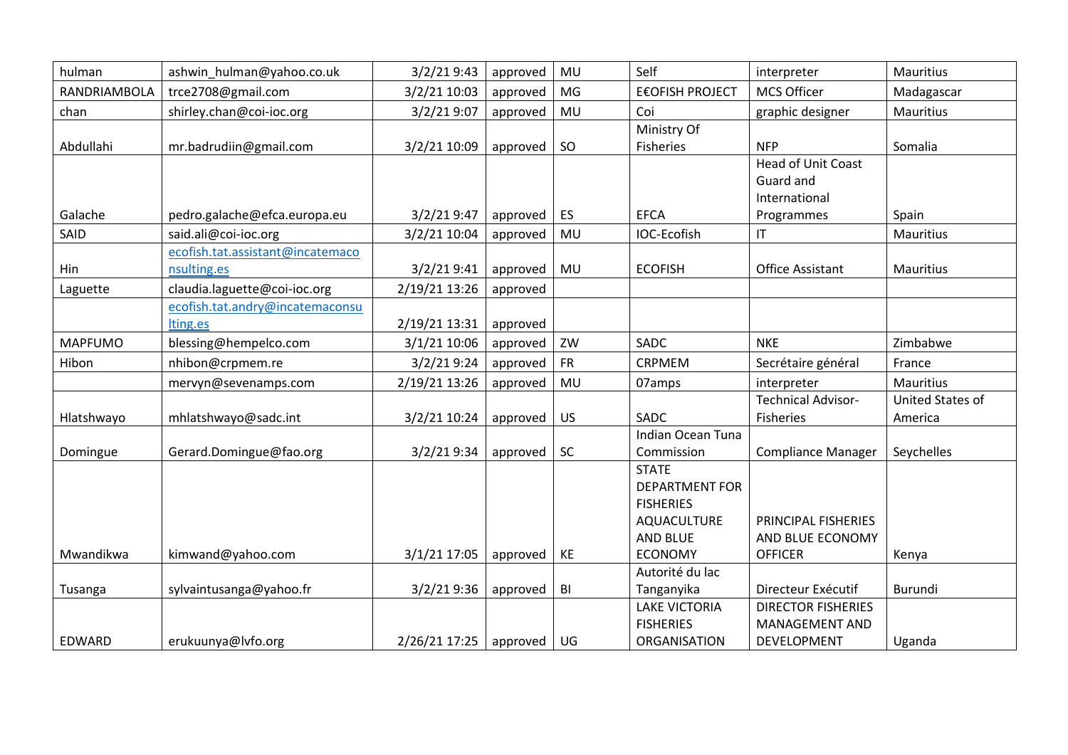| | | | | | | | |
|---|---|---|---|---|---|---|---|
| hulman | ashwin_hulman@yahoo.co.uk | 3/2/21 9:43 | approved | MU | Self | interpreter | Mauritius |
| RANDRIAMBOLA | trce2708@gmail.com | 3/2/21 10:03 | approved | MG | E€OFISH PROJECT | MCS Officer | Madagascar |
| chan | shirley.chan@coi-ioc.org | 3/2/21 9:07 | approved | MU | Coi | graphic designer | Mauritius |
| Abdullahi | mr.badrudiin@gmail.com | 3/2/21 10:09 | approved | SO | Ministry Of Fisheries | NFP | Somalia |
| Galache | pedro.galache@efca.europa.eu | 3/2/21 9:47 | approved | ES | EFCA | Head of Unit Coast Guard and International Programmes | Spain |
| SAID | said.ali@coi-ioc.org | 3/2/21 10:04 | approved | MU | IOC-Ecofish | IT | Mauritius |
| Hin | ecofish.tat.assistant@incatemaconsulting.es | 3/2/21 9:41 | approved | MU | ECOFISH | Office Assistant | Mauritius |
| Laguette | claudia.laguette@coi-ioc.org | 2/19/21 13:26 | approved | | | | |
| | ecofish.tat.andry@incatemaconsulting.es | 2/19/21 13:31 | approved | | | | |
| MAPFUMO | blessing@hempelco.com | 3/1/21 10:06 | approved | ZW | SADC | NKE | Zimbabwe |
| Hibon | nhibon@crpmem.re | 3/2/21 9:24 | approved | FR | CRPMEM | Secrétaire général | France |
| | mervyn@sevenamps.com | 2/19/21 13:26 | approved | MU | 07amps | interpreter | Mauritius |
| Hlatshwayo | mhlatshwayo@sadc.int | 3/2/21 10:24 | approved | US | SADC | Technical Advisor-Fisheries | United States of America |
| Domingue | Gerard.Domingue@fao.org | 3/2/21 9:34 | approved | SC | Indian Ocean Tuna Commission | Compliance Manager | Seychelles |
| Mwandikwa | kimwand@yahoo.com | 3/1/21 17:05 | approved | KE | STATE DEPARTMENT FOR FISHERIES AQUACULTURE AND BLUE ECONOMY | PRINCIPAL FISHERIES AND BLUE ECONOMY OFFICER | Kenya |
| Tusanga | sylvaintusanga@yahoo.fr | 3/2/21 9:36 | approved | BI | Autorité du lac Tanganyika | Directeur Exécutif | Burundi |
| EDWARD | erukuunya@lvfo.org | 2/26/21 17:25 | approved | UG | LAKE VICTORIA FISHERIES ORGANISATION | DIRECTOR FISHERIES MANAGEMENT AND DEVELOPMENT | Uganda |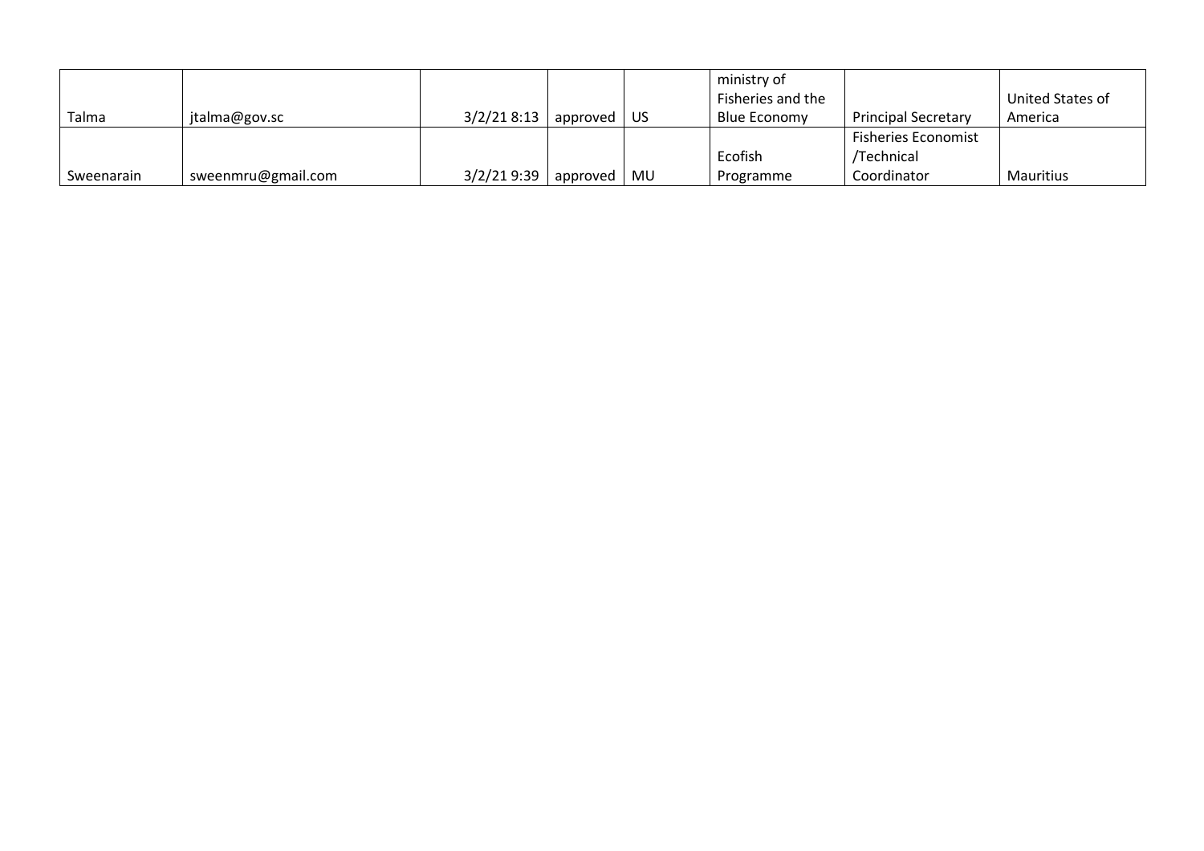| | | | | | | | |
|---|---|---|---|---|---|---|---|
| Talma | jtalma@gov.sc | 3/2/21 8:13 | approved | US | ministry of Fisheries and the Blue Economy | Principal Secretary | United States of America |
| Sweenarain | sweenmru@gmail.com | 3/2/21 9:39 | approved | MU | Ecofish Programme | Fisheries Economist /Technical Coordinator | Mauritius |